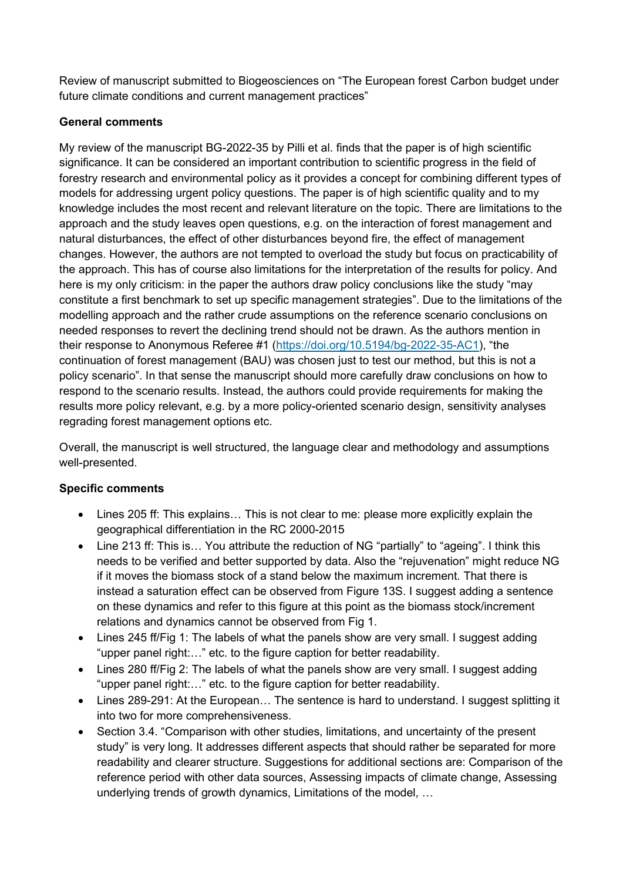Review of manuscript submitted to Biogeosciences on "The European forest Carbon budget under future climate conditions and current management practices"

**General comments**

My review of the manuscript BG-2022-35 by Pilli et al. finds that the paper is of high scientific significance. It can be considered an important contribution to scientific progress in the field of forestry research and environmental policy as it provides a concept for combining different types of models for addressing urgent policy questions. The paper is of high scientific quality and to my knowledge includes the most recent and relevant literature on the topic. There are limitations to the approach and the study leaves open questions, e.g. on the interaction of forest management and natural disturbances, the effect of other disturbances beyond fire, the effect of management changes. However, the authors are not tempted to overload the study but focus on practicability of the approach. This has of course also limitations for the interpretation of the results for policy. And here is my only criticism: in the paper the authors draw policy conclusions like the study "may constitute a first benchmark to set up specific management strategies". Due to the limitations of the modelling approach and the rather crude assumptions on the reference scenario conclusions on needed responses to revert the declining trend should not be drawn. As the authors mention in their response to Anonymous Referee #1 (https://doi.org/10.5194/bg-2022-35-AC1), "the continuation of forest management (BAU) was chosen just to test our method, but this is not a policy scenario". In that sense the manuscript should more carefully draw conclusions on how to respond to the scenario results. Instead, the authors could provide requirements for making the results more policy relevant, e.g. by a more policy-oriented scenario design, sensitivity analyses regrading forest management options etc.

Overall, the manuscript is well structured, the language clear and methodology and assumptions well-presented.

**Specific comments**

- Lines 205 ff: This explains… This is not clear to me: please more explicitly explain the geographical differentiation in the RC 2000-2015
- Line 213 ff: This is… You attribute the reduction of NG "partially" to "ageing". I think this needs to be verified and better supported by data. Also the "rejuvenation" might reduce NG if it moves the biomass stock of a stand below the maximum increment. That there is instead a saturation effect can be observed from Figure 13S. I suggest adding a sentence on these dynamics and refer to this figure at this point as the biomass stock/increment relations and dynamics cannot be observed from Fig 1.
- Lines 245 ff/Fig 1: The labels of what the panels show are very small. I suggest adding "upper panel right:…" etc. to the figure caption for better readability.
- Lines 280 ff/Fig 2: The labels of what the panels show are very small. I suggest adding "upper panel right:…" etc. to the figure caption for better readability.
- Lines 289-291: At the European… The sentence is hard to understand. I suggest splitting it into two for more comprehensiveness.
- Section 3.4. "Comparison with other studies, limitations, and uncertainty of the present study" is very long. It addresses different aspects that should rather be separated for more readability and clearer structure. Suggestions for additional sections are: Comparison of the reference period with other data sources, Assessing impacts of climate change, Assessing underlying trends of growth dynamics, Limitations of the model, …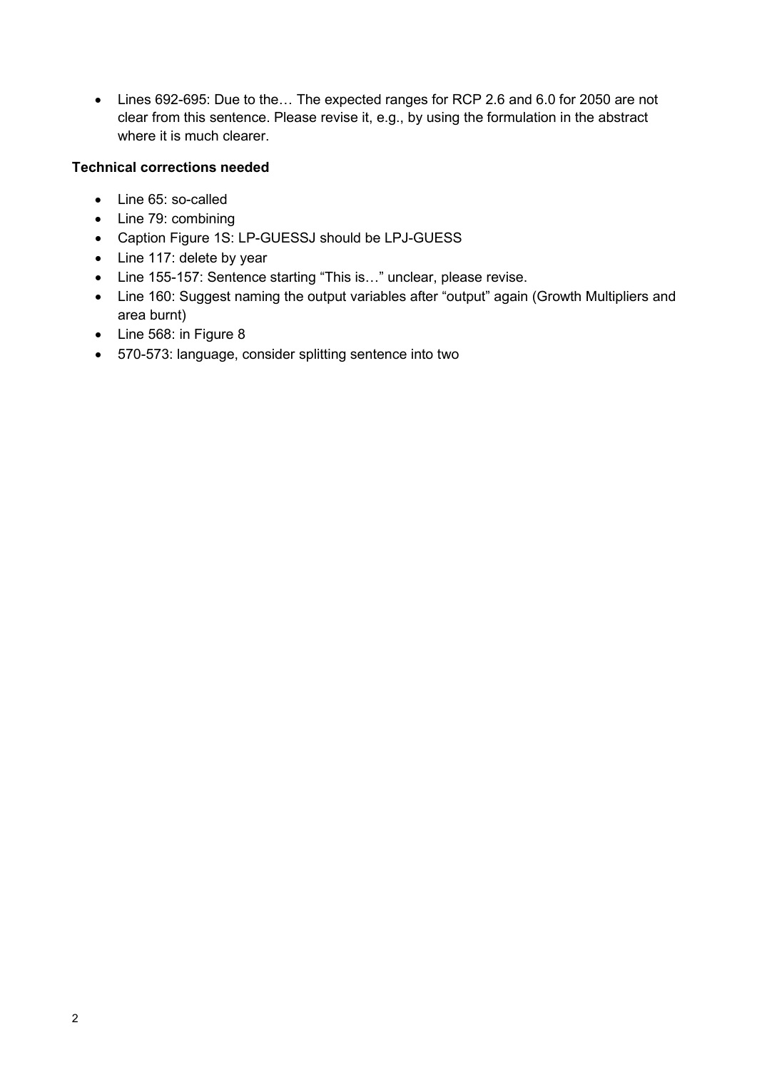- Lines 692-695: Due to the… The expected ranges for RCP 2.6 and 6.0 for 2050 are not clear from this sentence. Please revise it, e.g., by using the formulation in the abstract where it is much clearer.

**Technical corrections needed**

- Line 65: so-called
- Line 79: combining
- Caption Figure 1S: LP-GUESSJ should be LPJ-GUESS
- Line 117: delete by year
- Line 155-157: Sentence starting "This is…" unclear, please revise.
- Line 160: Suggest naming the output variables after "output" again (Growth Multipliers and area burnt)
- Line 568: in Figure 8
- 570-573: language, consider splitting sentence into two